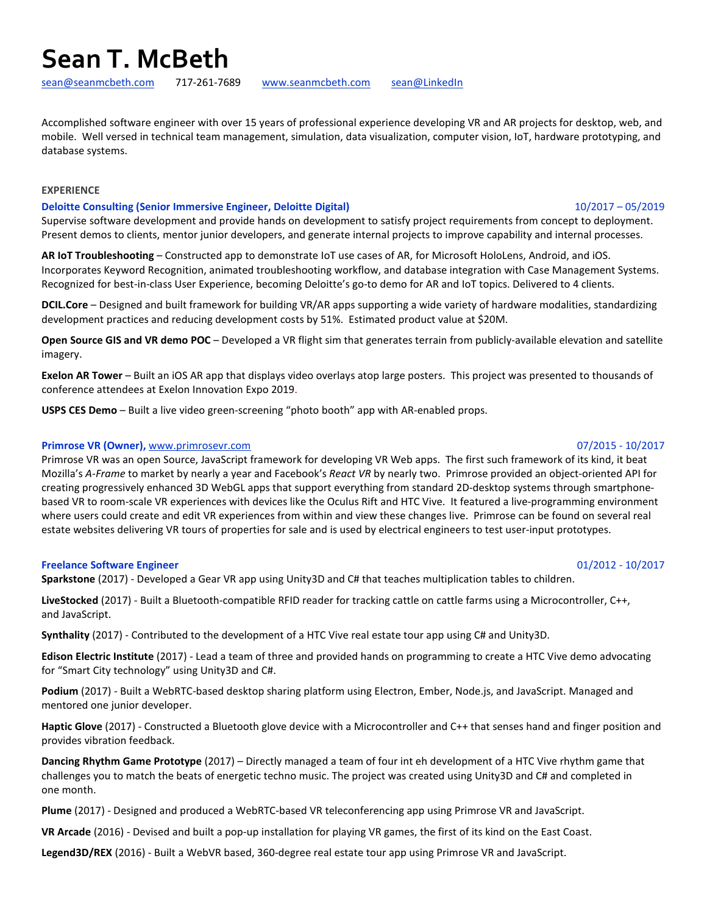# Sean T. McBeth

sean@seanmcbeth.com 717-261-7689 www.seanmcbeth.com sean@LinkedIn

Accomplished software engineer with over 15 years of professional experience developing VR and AR projects for desktop, web, and mobile. Well versed in technical team management, simulation, data visualization, computer vision, IoT, hardware prototyping, and database systems.

## EXPERIENCE

### Deloitte Consulting (Senior Immersive Engineer, Deloitte Digital) 10/2017 – 05/2019

Supervise software development and provide hands on development to satisfy project requirements from concept to deployment. Present demos to clients, mentor junior developers, and generate internal projects to improve capability and internal processes.

**AR IoT Troubleshooting** – Constructed app to demonstrate IoT use cases of AR, for Microsoft HoloLens, Android, and iOS. Incorporates Keyword Recognition, animated troubleshooting workflow, and database integration with Case Management Systems. Recognized for best-in-class User Experience, becoming Deloitte's go-to demo for AR and IoT topics. Delivered to 4 clients.

**DCIL.Core** – Designed and built framework for building VR/AR apps supporting a wide variety of hardware modalities, standardizing development practices and reducing development costs by 51%. Estimated product value at $20M.

**Open Source GIS and VR demo POC** – Developed a VR flight sim that generates terrain from publicly-available elevation and satellite imagery.

**Exelon AR Tower** – Built an iOS AR app that displays video overlays atop large posters. This project was presented to thousands of conference attendees at Exelon Innovation Expo 2019.

**USPS CES Demo** – Built a live video green-screening "photo booth" app with AR-enabled props.

### Primrose VR (Owner), www.primrosevr.com 07/2015 - 10/2017

Primrose VR was an open Source, JavaScript framework for developing VR Web apps. The first such framework of its kind, it beat Mozilla's *A-Frame* to market by nearly a year and Facebook's *React VR* by nearly two. Primrose provided an object-oriented API for creating progressively enhanced 3D WebGL apps that support everything from standard 2D-desktop systems through smartphone-based VR to room-scale VR experiences with devices like the Oculus Rift and HTC Vive. It featured a live-programming environment where users could create and edit VR experiences from within and view these changes live. Primrose can be found on several real estate websites delivering VR tours of properties for sale and is used by electrical engineers to test user-input prototypes.

### Freelance Software Engineer 01/2012 - 10/2017

**Sparkstone** (2017) - Developed a Gear VR app using Unity3D and C# that teaches multiplication tables to children.

**LiveStocked** (2017) - Built a Bluetooth-compatible RFID reader for tracking cattle on cattle farms using a Microcontroller, C++, and JavaScript.

**Synthality** (2017) - Contributed to the development of a HTC Vive real estate tour app using C# and Unity3D.

**Edison Electric Institute** (2017) - Lead a team of three and provided hands on programming to create a HTC Vive demo advocating for "Smart City technology" using Unity3D and C#.

**Podium** (2017) - Built a WebRTC-based desktop sharing platform using Electron, Ember, Node.js, and JavaScript. Managed and mentored one junior developer.

**Haptic Glove** (2017) - Constructed a Bluetooth glove device with a Microcontroller and C++ that senses hand and finger position and provides vibration feedback.

**Dancing Rhythm Game Prototype** (2017) – Directly managed a team of four int eh development of a HTC Vive rhythm game that challenges you to match the beats of energetic techno music. The project was created using Unity3D and C# and completed in one month.

**Plume** (2017) - Designed and produced a WebRTC-based VR teleconferencing app using Primrose VR and JavaScript.

**VR Arcade** (2016) - Devised and built a pop-up installation for playing VR games, the first of its kind on the East Coast.

**Legend3D/REX** (2016) - Built a WebVR based, 360-degree real estate tour app using Primrose VR and JavaScript.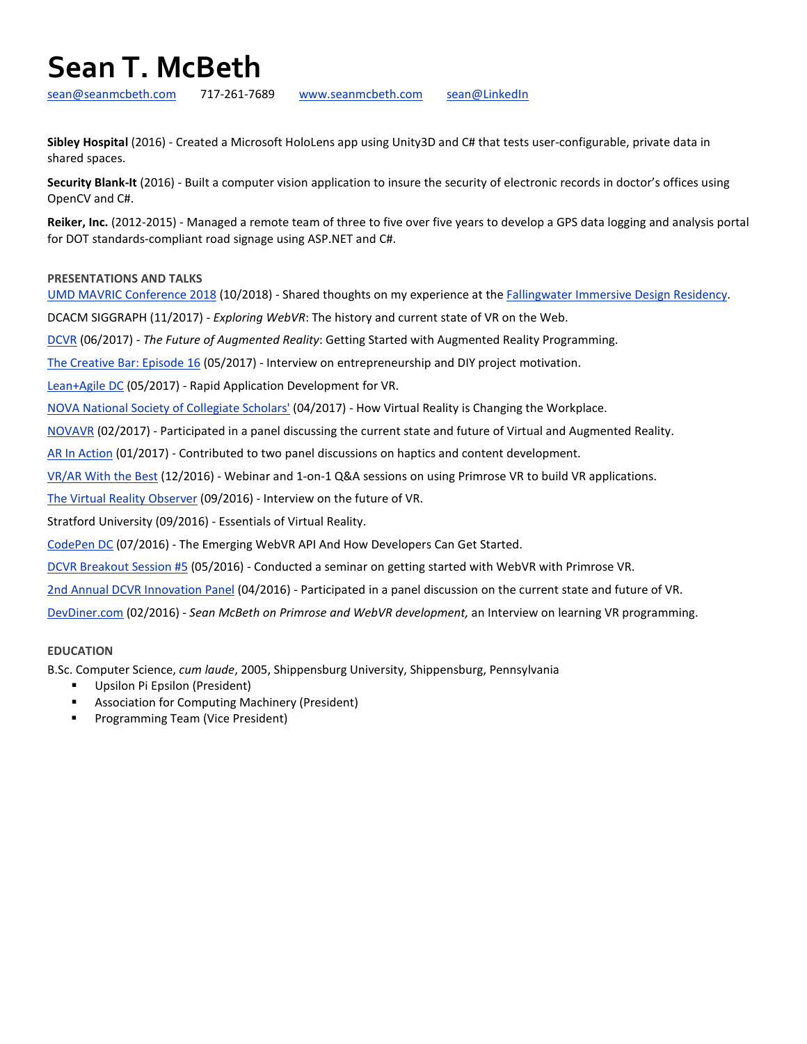# Sean T. McBeth

[sean@seanmcbeth.com](mailto:sean@seanmcbeth.com) 717-261-7689 [www.seanmcbeth.com](http://www.seanmcbeth.com) [sean@LinkedIn]()

**Sibley Hospital** (2016) - Created a Microsoft HoloLens app using Unity3D and C# that tests user-configurable, private data in shared spaces.

**Security Blank-It** (2016) - Built a computer vision application to insure the security of electronic records in doctor's offices using OpenCV and C#.

**Reiker, Inc.** (2012-2015) - Managed a remote team of three to five over five years to develop a GPS data logging and analysis portal for DOT standards-compliant road signage using ASP.NET and C#.

## PRESENTATIONS AND TALKS

UMD MAVRIC Conference 2018 (10/2018) - Shared thoughts on my experience at the Fallingwater Immersive Design Residency.

DCACM SIGGRAPH (11/2017) - *Exploring WebVR*: The history and current state of VR on the Web.

DCVR (06/2017) - *The Future of Augmented Reality*: Getting Started with Augmented Reality Programming.

The Creative Bar: Episode 16 (05/2017) - Interview on entrepreneurship and DIY project motivation.

Lean+Agile DC (05/2017) - Rapid Application Development for VR.

NOVA National Society of Collegiate Scholars' (04/2017) - How Virtual Reality is Changing the Workplace.

NOVAVR (02/2017) - Participated in a panel discussing the current state and future of Virtual and Augmented Reality.

AR In Action (01/2017) - Contributed to two panel discussions on haptics and content development.

VR/AR With the Best (12/2016) - Webinar and 1-on-1 Q&A sessions on using Primrose VR to build VR applications.

The Virtual Reality Observer (09/2016) - Interview on the future of VR.

Stratford University (09/2016) - Essentials of Virtual Reality.

CodePen DC (07/2016) - The Emerging WebVR API And How Developers Can Get Started.

DCVR Breakout Session #5 (05/2016) - Conducted a seminar on getting started with WebVR with Primrose VR.

2nd Annual DCVR Innovation Panel (04/2016) - Participated in a panel discussion on the current state and future of VR.

DevDiner.com (02/2016) - *Sean McBeth on Primrose and WebVR development,* an Interview on learning VR programming.

## EDUCATION

B.Sc. Computer Science, *cum laude*, 2005, Shippensburg University, Shippensburg, Pennsylvania

- Upsilon Pi Epsilon (President)
- Association for Computing Machinery (President)
- Programming Team (Vice President)